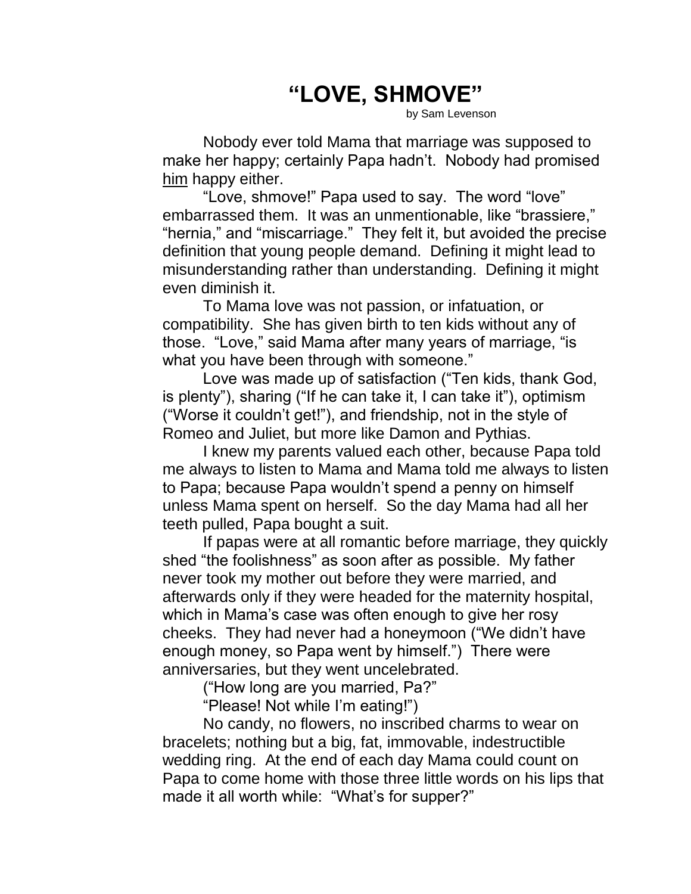# "LOVE, SHMOVE"

by Sam Levenson

Nobody ever told Mama that marriage was supposed to make her happy; certainly Papa hadn't. Nobody had promised <u>him</u> happy either.

"Love, shmove!" Papa used to say. The word "love" embarrassed them. It was an unmentionable, like "brassiere," "hernia," and "miscarriage." They felt it, but avoided the precise definition that young people demand. Defining it might lead to misunderstanding rather than understanding. Defining it might even diminish it.

To Mama love was not passion, or infatuation, or compatibility. She has given birth to ten kids without any of those. "Love," said Mama after many years of marriage, "is what you have been through with someone."

Love was made up of satisfaction ("Ten kids, thank God, is plenty"), sharing ("If he can take it, I can take it"), optimism ("Worse it couldn't get!"), and friendship, not in the style of Romeo and Juliet, but more like Damon and Pythias.

I knew my parents valued each other, because Papa told me always to listen to Mama and Mama told me always to listen to Papa; because Papa wouldn't spend a penny on himself unless Mama spent on herself. So the day Mama had all her teeth pulled, Papa bought a suit.

If papas were at all romantic before marriage, they quickly shed "the foolishness" as soon after as possible. My father never took my mother out before they were married, and afterwards only if they were headed for the maternity hospital, which in Mama's case was often enough to give her rosy cheeks. They had never had a honeymoon ("We didn't have enough money, so Papa went by himself.") There were anniversaries, but they went uncelebrated.

("How long are you married, Pa?"

"Please! Not while I'm eating!")

No candy, no flowers, no inscribed charms to wear on bracelets; nothing but a big, fat, immovable, indestructible wedding ring. At the end of each day Mama could count on Papa to come home with those three little words on his lips that made it all worth while: "What's for supper?"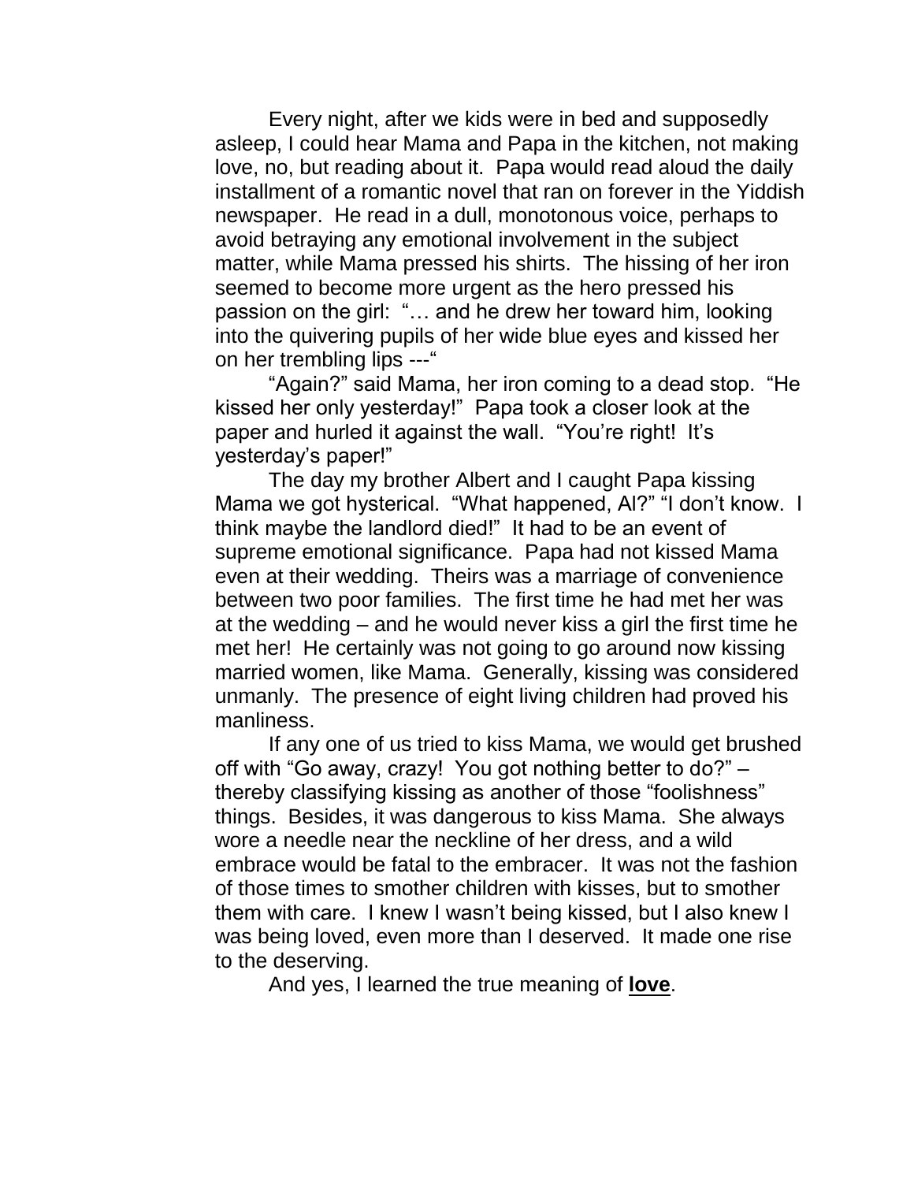Every night, after we kids were in bed and supposedly asleep, I could hear Mama and Papa in the kitchen, not making love, no, but reading about it. Papa would read aloud the daily installment of a romantic novel that ran on forever in the Yiddish newspaper. He read in a dull, monotonous voice, perhaps to avoid betraying any emotional involvement in the subject matter, while Mama pressed his shirts. The hissing of her iron seemed to become more urgent as the hero pressed his passion on the girl: "… and he drew her toward him, looking into the quivering pupils of her wide blue eyes and kissed her on her trembling lips ---"

"Again?" said Mama, her iron coming to a dead stop. "He kissed her only yesterday!" Papa took a closer look at the paper and hurled it against the wall. "You're right! It's yesterday's paper!"

The day my brother Albert and I caught Papa kissing Mama we got hysterical. "What happened, Al?" "I don't know. I think maybe the landlord died!" It had to be an event of supreme emotional significance. Papa had not kissed Mama even at their wedding. Theirs was a marriage of convenience between two poor families. The first time he had met her was at the wedding – and he would never kiss a girl the first time he met her! He certainly was not going to go around now kissing married women, like Mama. Generally, kissing was considered unmanly. The presence of eight living children had proved his manliness.

If any one of us tried to kiss Mama, we would get brushed off with "Go away, crazy! You got nothing better to do?" – thereby classifying kissing as another of those "foolishness" things. Besides, it was dangerous to kiss Mama. She always wore a needle near the neckline of her dress, and a wild embrace would be fatal to the embracer. It was not the fashion of those times to smother children with kisses, but to smother them with care. I knew I wasn't being kissed, but I also knew I was being loved, even more than I deserved. It made one rise to the deserving.

And yes, I learned the true meaning of <u>**love**</u>.